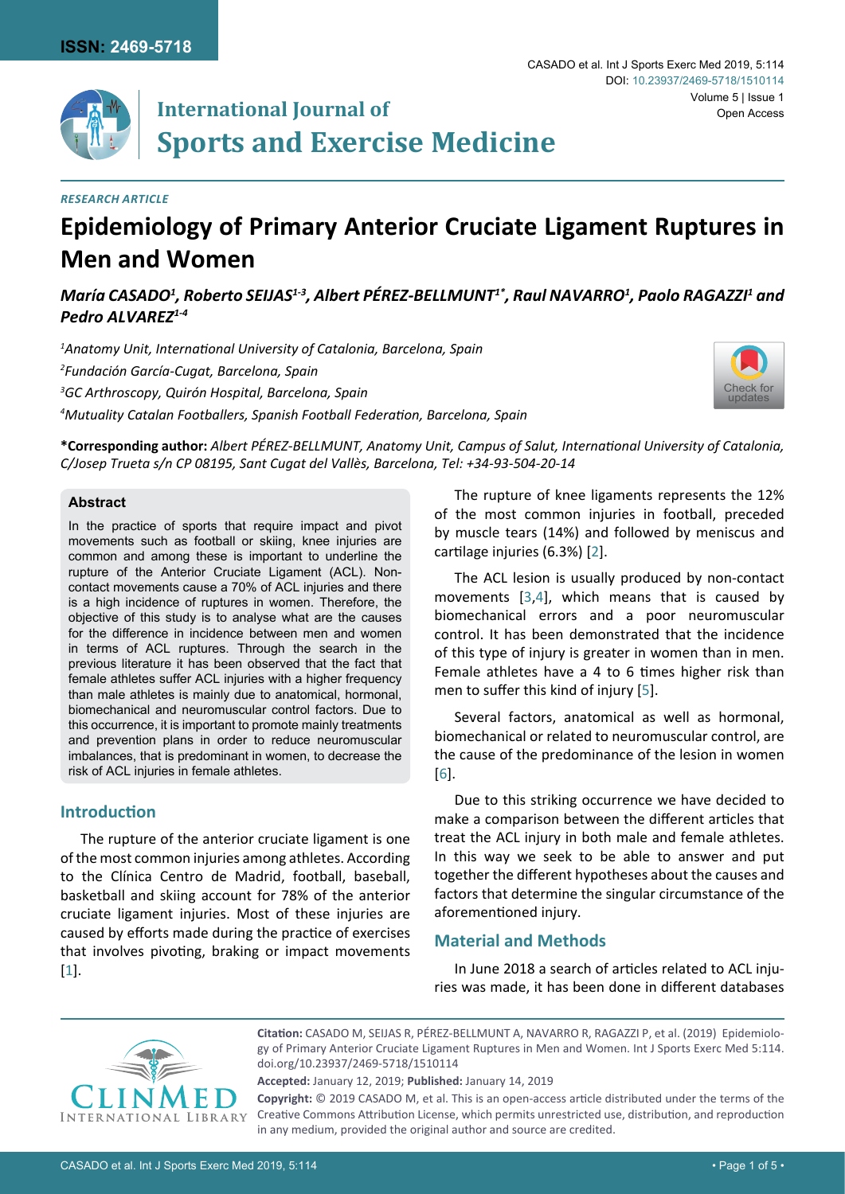RESEARCH ARTICLE

# Epidemiology of Primary Anterior Cruciate Ligament Ruptures in Men and Women

***María CASADO[1], Roberto SEIJAS[1-3], Albert PÉREZ-BELLMUNT[1*], Raul NAVARRO[1], Paolo RAGAZZI[1] and Pedro ALVAREZ[1-4]***

*[1]Anatomy Unit, International University of Catalonia, Barcelona, Spain*

*[2]Fundación García-Cugat, Barcelona, Spain*

*[3]GC Arthroscopy, Quirón Hospital, Barcelona, Spain*

*[4]Mutuality Catalan Footballers, Spanish Football Federation, Barcelona, Spain*

**\*Corresponding author:** *Albert PÉREZ-BELLMUNT, Anatomy Unit, Campus of Salut, International University of Catalonia, C/Josep Trueta s/n CP 08195, Sant Cugat del Vallès, Barcelona, Tel: +34-93-504-20-14*

## Abstract

In the practice of sports that require impact and pivot movements such as football or skiing, knee injuries are common and among these is important to underline the rupture of the Anterior Cruciate Ligament (ACL). Non-contact movements cause a 70% of ACL injuries and there is a high incidence of ruptures in women. Therefore, the objective of this study is to analyse what are the causes for the difference in incidence between men and women in terms of ACL ruptures. Through the search in the previous literature it has been observed that the fact that female athletes suffer ACL injuries with a higher frequency than male athletes is mainly due to anatomical, hormonal, biomechanical and neuromuscular control factors. Due to this occurrence, it is important to promote mainly treatments and prevention plans in order to reduce neuromuscular imbalances, that is predominant in women, to decrease the risk of ACL injuries in female athletes.

## Introduction

The rupture of the anterior cruciate ligament is one of the most common injuries among athletes. According to the Clínica Centro de Madrid, football, baseball, basketball and skiing account for 78% of the anterior cruciate ligament injuries. Most of these injuries are caused by efforts made during the practice of exercises that involves pivoting, braking or impact movements [1].

The rupture of knee ligaments represents the 12% of the most common injuries in football, preceded by muscle tears (14%) and followed by meniscus and cartilage injuries (6.3%) [2].

The ACL lesion is usually produced by non-contact movements [3,4], which means that is caused by biomechanical errors and a poor neuromuscular control. It has been demonstrated that the incidence of this type of injury is greater in women than in men. Female athletes have a 4 to 6 times higher risk than men to suffer this kind of injury [5].

Several factors, anatomical as well as hormonal, biomechanical or related to neuromuscular control, are the cause of the predominance of the lesion in women [6].

Due to this striking occurrence we have decided to make a comparison between the different articles that treat the ACL injury in both male and female athletes. In this way we seek to be able to answer and put together the different hypotheses about the causes and factors that determine the singular circumstance of the aforementioned injury.

## Material and Methods

In June 2018 a search of articles related to ACL injuries was made, it has been done in different databases

**Citation:** CASADO M, SEIJAS R, PÉREZ-BELLMUNT A, NAVARRO R, RAGAZZI P, et al. (2019) Epidemiology of Primary Anterior Cruciate Ligament Ruptures in Men and Women. Int J Sports Exerc Med 5:114. doi.org/10.23937/2469-5718/1510114

**Accepted:** January 12, 2019; **Published:** January 14, 2019

**Copyright:** © 2019 CASADO M, et al. This is an open-access article distributed under the terms of the Creative Commons Attribution License, which permits unrestricted use, distribution, and reproduction in any medium, provided the original author and source are credited.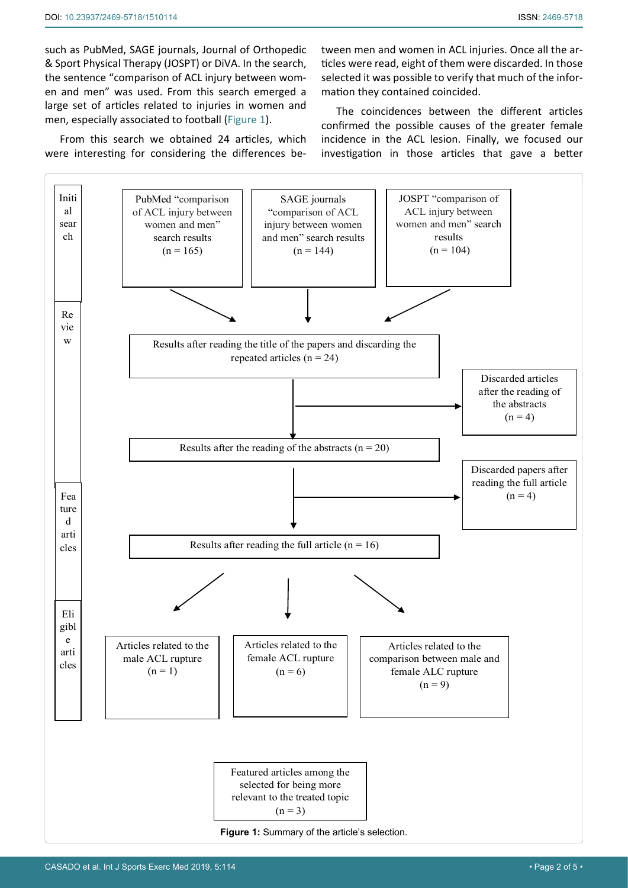such as PubMed, SAGE journals, Journal of Orthopedic & Sport Physical Therapy (JOSPT) or DiVA. In the search, the sentence "comparison of ACL injury between women and men" was used. From this search emerged a large set of articles related to injuries in women and men, especially associated to football (Figure 1).

From this search we obtained 24 articles, which were interesting for considering the differences between men and women in ACL injuries. Once all the articles were read, eight of them were discarded. In those selected it was possible to verify that much of the information they contained coincided.

The coincidences between the different articles confirmed the possible causes of the greater female incidence in the ACL lesion. Finally, we focused our investigation in those articles that gave a better

Initial search

PubMed "comparison of ACL injury between women and men" search results (n = 165)

SAGE journals "comparison of ACL injury between women and men" search results (n = 144)

JOSPT "comparison of ACL injury between women and men" search results (n = 104)

Review

Results after reading the title of the papers and discarding the repeated articles (n = 24)

Discarded articles after the reading of the abstracts (n = 4)

Results after the reading of the abstracts (n = 20)

Discarded papers after reading the full article (n = 4)

Featured articles

Results after reading the full article (n = 16)

Eligible articles

Articles related to the male ACL rupture (n = 1)

Articles related to the female ACL rupture (n = 6)

Articles related to the comparison between male and female ALC rupture (n = 9)

Featured articles among the selected for being more relevant to the treated topic (n = 3)

**Figure 1:** Summary of the article's selection.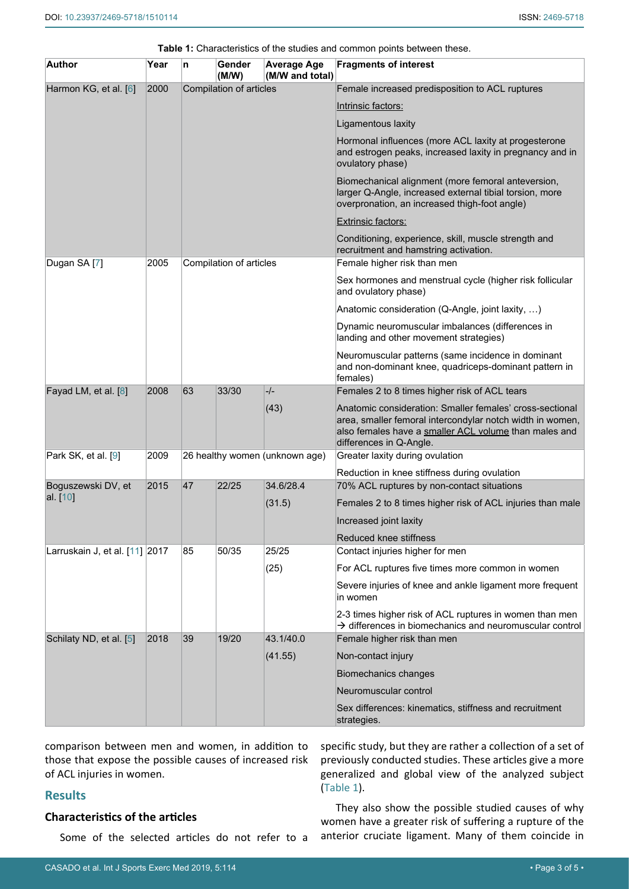**Table 1:** Characteristics of the studies and common points between these.

| Author | Year | n | Gender (M/W) | Average Age (M/W and total) | Fragments of interest |
|---|---|---|---|---|---|
| Harmon KG, et al. [6] | 2000 | Compilation of articles | | | Female increased predisposition to ACL ruptures |
| | | | | | Intrinsic factors: |
| | | | | | Ligamentous laxity |
| | | | | | Hormonal influences (more ACL laxity at progesterone and estrogen peaks, increased laxity in pregnancy and in ovulatory phase) |
| | | | | | Biomechanical alignment (more femoral anteversion, larger Q-Angle, increased external tibial torsion, more overpronation, an increased thigh-foot angle) |
| | | | | | Extrinsic factors: |
| | | | | | Conditioning, experience, skill, muscle strength and recruitment and hamstring activation. |
| Dugan SA [7] | 2005 | Compilation of articles | | | Female higher risk than men |
| | | | | | Sex hormones and menstrual cycle (higher risk follicular and ovulatory phase) |
| | | | | | Anatomic consideration (Q-Angle, joint laxity, …) |
| | | | | | Dynamic neuromuscular imbalances (differences in landing and other movement strategies) |
| | | | | | Neuromuscular patterns (same incidence in dominant and non-dominant knee, quadriceps-dominant pattern in females) |
| Fayad LM, et al. [8] | 2008 | 63 | 33/30 | -/- | Females 2 to 8 times higher risk of ACL tears |
| | | | | (43) | Anatomic consideration: Smaller females' cross-sectional area, smaller femoral intercondylar notch width in women, also females have a smaller ACL volume than males and differences in Q-Angle. |
| Park SK, et al. [9] | 2009 | 26 healthy women (unknown age) | | | Greater laxity during ovulation |
| | | | | | Reduction in knee stiffness during ovulation |
| Boguszewski DV, et al. [10] | 2015 | 47 | 22/25 | 34.6/28.4 | 70% ACL ruptures by non-contact situations |
| | | | | (31.5) | Females 2 to 8 times higher risk of ACL injuries than male |
| | | | | | Increased joint laxity |
| | | | | | Reduced knee stiffness |
| Larruskain J, et al. [11] | 2017 | 85 | 50/35 | 25/25 | Contact injuries higher for men |
| | | | | (25) | For ACL ruptures five times more common in women |
| | | | | | Severe injuries of knee and ankle ligament more frequent in women |
| | | | | | 2-3 times higher risk of ACL ruptures in women than men → differences in biomechanics and neuromuscular control |
| Schilaty ND, et al. [5] | 2018 | 39 | 19/20 | 43.1/40.0 | Female higher risk than men |
| | | | | (41.55) | Non-contact injury |
| | | | | | Biomechanics changes |
| | | | | | Neuromuscular control |
| | | | | | Sex differences: kinematics, stiffness and recruitment strategies. |

comparison between men and women, in addition to those that expose the possible causes of increased risk of ACL injuries in women.

## Results

### Characteristics of the articles

Some of the selected articles do not refer to a specific study, but they are rather a collection of a set of previously conducted studies. These articles give a more generalized and global view of the analyzed subject (Table 1).

They also show the possible studied causes of why women have a greater risk of suffering a rupture of the anterior cruciate ligament. Many of them coincide in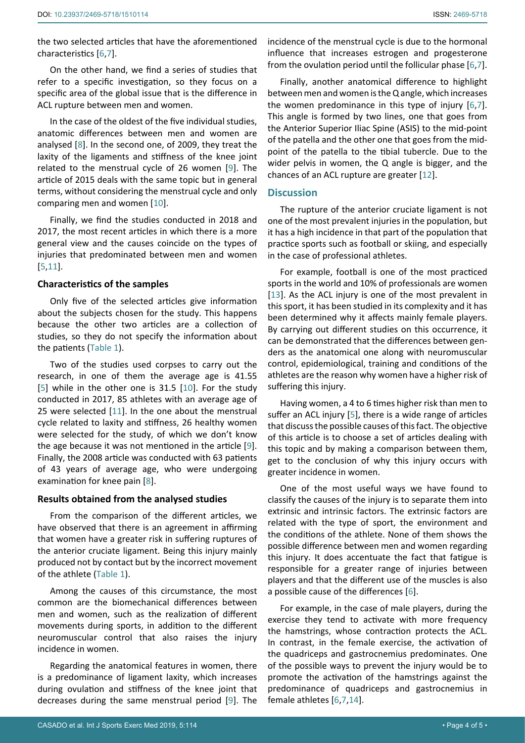the two selected articles that have the aforementioned characteristics [6,7].

On the other hand, we find a series of studies that refer to a specific investigation, so they focus on a specific area of the global issue that is the difference in ACL rupture between men and women.

In the case of the oldest of the five individual studies, anatomic differences between men and women are analysed [8]. In the second one, of 2009, they treat the laxity of the ligaments and stiffness of the knee joint related to the menstrual cycle of 26 women [9]. The article of 2015 deals with the same topic but in general terms, without considering the menstrual cycle and only comparing men and women [10].

Finally, we find the studies conducted in 2018 and 2017, the most recent articles in which there is a more general view and the causes coincide on the types of injuries that predominated between men and women [5,11].

### Characteristics of the samples

Only five of the selected articles give information about the subjects chosen for the study. This happens because the other two articles are a collection of studies, so they do not specify the information about the patients (Table 1).

Two of the studies used corpses to carry out the research, in one of them the average age is 41.55 [5] while in the other one is 31.5 [10]. For the study conducted in 2017, 85 athletes with an average age of 25 were selected [11]. In the one about the menstrual cycle related to laxity and stiffness, 26 healthy women were selected for the study, of which we don't know the age because it was not mentioned in the article [9]. Finally, the 2008 article was conducted with 63 patients of 43 years of average age, who were undergoing examination for knee pain [8].

### Results obtained from the analysed studies

From the comparison of the different articles, we have observed that there is an agreement in affirming that women have a greater risk in suffering ruptures of the anterior cruciate ligament. Being this injury mainly produced not by contact but by the incorrect movement of the athlete (Table 1).

Among the causes of this circumstance, the most common are the biomechanical differences between men and women, such as the realization of different movements during sports, in addition to the different neuromuscular control that also raises the injury incidence in women.

Regarding the anatomical features in women, there is a predominance of ligament laxity, which increases during ovulation and stiffness of the knee joint that decreases during the same menstrual period [9]. The incidence of the menstrual cycle is due to the hormonal influence that increases estrogen and progesterone from the ovulation period until the follicular phase [6,7].

Finally, another anatomical difference to highlight between men and women is the Q angle, which increases the women predominance in this type of injury [6,7]. This angle is formed by two lines, one that goes from the Anterior Superior Iliac Spine (ASIS) to the mid-point of the patella and the other one that goes from the mid-point of the patella to the tibial tubercle. Due to the wider pelvis in women, the Q angle is bigger, and the chances of an ACL rupture are greater [12].

## Discussion

The rupture of the anterior cruciate ligament is not one of the most prevalent injuries in the population, but it has a high incidence in that part of the population that practice sports such as football or skiing, and especially in the case of professional athletes.

For example, football is one of the most practiced sports in the world and 10% of professionals are women [13]. As the ACL injury is one of the most prevalent in this sport, it has been studied in its complexity and it has been determined why it affects mainly female players. By carrying out different studies on this occurrence, it can be demonstrated that the differences between genders as the anatomical one along with neuromuscular control, epidemiological, training and conditions of the athletes are the reason why women have a higher risk of suffering this injury.

Having women, a 4 to 6 times higher risk than men to suffer an ACL injury [5], there is a wide range of articles that discuss the possible causes of this fact. The objective of this article is to choose a set of articles dealing with this topic and by making a comparison between them, get to the conclusion of why this injury occurs with greater incidence in women.

One of the most useful ways we have found to classify the causes of the injury is to separate them into extrinsic and intrinsic factors. The extrinsic factors are related with the type of sport, the environment and the conditions of the athlete. None of them shows the possible difference between men and women regarding this injury. It does accentuate the fact that fatigue is responsible for a greater range of injuries between players and that the different use of the muscles is also a possible cause of the differences [6].

For example, in the case of male players, during the exercise they tend to activate with more frequency the hamstrings, whose contraction protects the ACL. In contrast, in the female exercise, the activation of the quadriceps and gastrocnemius predominates. One of the possible ways to prevent the injury would be to promote the activation of the hamstrings against the predominance of quadriceps and gastrocnemius in female athletes [6,7,14].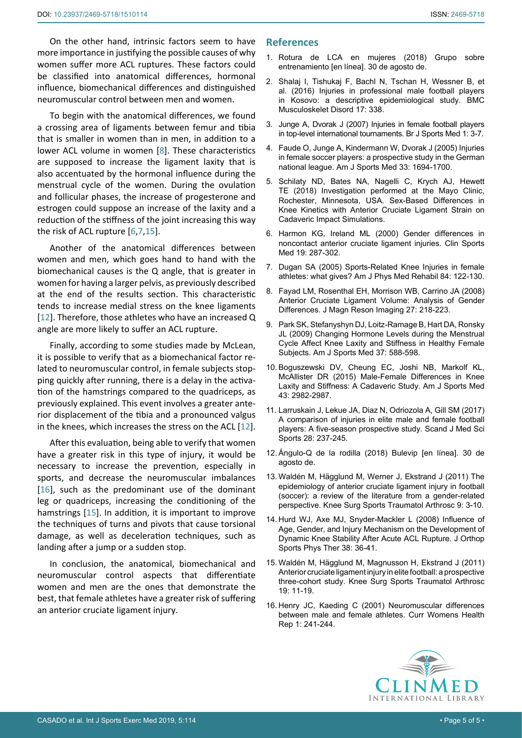On the other hand, intrinsic factors seem to have more importance in justifying the possible causes of why women suffer more ACL ruptures. These factors could be classified into anatomical differences, hormonal influence, biomechanical differences and distinguished neuromuscular control between men and women.

To begin with the anatomical differences, we found a crossing area of ligaments between femur and tibia that is smaller in women than in men, in addition to a lower ACL volume in women [8]. These characteristics are supposed to increase the ligament laxity that is also accentuated by the hormonal influence during the menstrual cycle of the women. During the ovulation and follicular phases, the increase of progesterone and estrogen could suppose an increase of the laxity and a reduction of the stiffness of the joint increasing this way the risk of ACL rupture [6,7,15].

Another of the anatomical differences between women and men, which goes hand to hand with the biomechanical causes is the Q angle, that is greater in women for having a larger pelvis, as previously described at the end of the results section. This characteristic tends to increase medial stress on the knee ligaments [12]. Therefore, those athletes who have an increased Q angle are more likely to suffer an ACL rupture.

Finally, according to some studies made by McLean, it is possible to verify that as a biomechanical factor related to neuromuscular control, in female subjects stopping quickly after running, there is a delay in the activation of the hamstrings compared to the quadriceps, as previously explained. This event involves a greater anterior displacement of the tibia and a pronounced valgus in the knees, which increases the stress on the ACL [12].

After this evaluation, being able to verify that women have a greater risk in this type of injury, it would be necessary to increase the prevention, especially in sports, and decrease the neuromuscular imbalances [16], such as the predominant use of the dominant leg or quadriceps, increasing the conditioning of the hamstrings [15]. In addition, it is important to improve the techniques of turns and pivots that cause torsional damage, as well as deceleration techniques, such as landing after a jump or a sudden stop.

In conclusion, the anatomical, biomechanical and neuromuscular control aspects that differentiate women and men are the ones that demonstrate the best, that female athletes have a greater risk of suffering an anterior cruciate ligament injury.

## References

1. Rotura de LCA en mujeres (2018) Grupo sobre entrenamiento [en línea]. 30 de agosto de.
2. Shalaj I, Tishukaj F, Bachl N, Tschan H, Wessner B, et al. (2016) Injuries in professional male football players in Kosovo: a descriptive epidemiological study. BMC Musculoskelet Disord 17: 338.
3. Junge A, Dvorak J (2007) Injuries in female football players in top-level international tournaments. Br J Sports Med 1: 3-7.
4. Faude O, Junge A, Kindermann W, Dvorak J (2005) Injuries in female soccer players: a prospective study in the German national league. Am J Sports Med 33: 1694-1700.
5. Schilaty ND, Bates NA, Nagelli C, Krych AJ, Hewett TE (2018) Investigation performed at the Mayo Clinic, Rochester, Minnesota, USA. Sex-Based Differences in Knee Kinetics with Anterior Cruciate Ligament Strain on Cadaveric Impact Simulations.
6. Harmon KG, Ireland ML (2000) Gender differences in noncontact anterior cruciate ligament injuries. Clin Sports Med 19: 287-302.
7. Dugan SA (2005) Sports-Related Knee Injuries in female athletes: what gives? Am J Phys Med Rehabil 84: 122-130.
8. Fayad LM, Rosenthal EH, Morrison WB, Carrino JA (2008) Anterior Cruciate Ligament Volume: Analysis of Gender Differences. J Magn Reson Imaging 27: 218-223.
9. Park SK, Stefanyshyn DJ, Loitz-Ramage B, Hart DA, Ronsky JL (2009) Changing Hormone Levels during the Menstrual Cycle Affect Knee Laxity and Stiffness in Healthy Female Subjects. Am J Sports Med 37: 588-598.
10. Boguszewski DV, Cheung EC, Joshi NB, Markolf KL, McAllister DR (2015) Male-Female Differences in Knee Laxity and Stiffness: A Cadaveric Study. Am J Sports Med 43: 2982-2987.
11. Larruskain J, Lekue JA, Diaz N, Odriozola A, Gill SM (2017) A comparison of injuries in elite male and female football players: A five-season prospective study. Scand J Med Sci Sports 28: 237-245.
12. Ángulo-Q de la rodilla (2018) Bulevip [en línea]. 30 de agosto de.
13. Waldén M, Hägglund M, Werner J, Ekstrand J (2011) The epidemiology of anterior cruciate ligament injury in football (soccer): a review of the literature from a gender-related perspective. Knee Surg Sports Traumatol Arthrosc 9: 3-10.
14. Hurd WJ, Axe MJ, Snyder-Mackler L (2008) Influence of Age, Gender, and Injury Mechanism on the Development of Dynamic Knee Stability After Acute ACL Rupture. J Orthop Sports Phys Ther 38: 36-41.
15. Waldén M, Hägglund M, Magnusson H, Ekstrand J (2011) Anterior cruciate ligament injury in elite football: a prospective three-cohort study. Knee Surg Sports Traumatol Arthrosc 19: 11-19.
16. Henry JC, Kaeding C (2001) Neuromuscular differences between male and female athletes. Curr Womens Health Rep 1: 241-244.